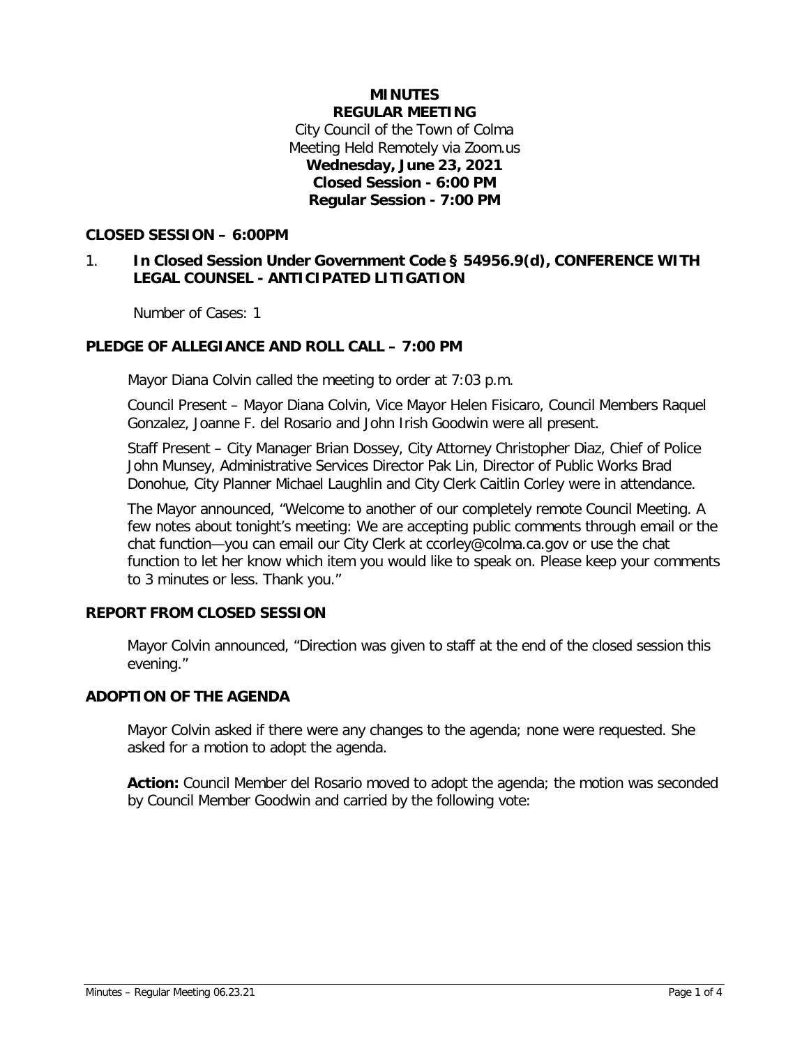# MINUTES
## REGULAR MEETING

City Council of the Town of Colma
Meeting Held Remotely via Zoom.us
**Wednesday, June 23, 2021**
**Closed Session - 6:00 PM**
**Regular Session - 7:00 PM**

### CLOSED SESSION – 6:00PM

1. **In Closed Session Under Government Code § 54956.9(d), CONFERENCE WITH LEGAL COUNSEL - ANTICIPATED LITIGATION**

   Number of Cases: 1

### PLEDGE OF ALLEGIANCE AND ROLL CALL – 7:00 PM

Mayor Diana Colvin called the meeting to order at 7:03 p.m.

Council Present – Mayor Diana Colvin, Vice Mayor Helen Fisicaro, Council Members Raquel Gonzalez, Joanne F. del Rosario and John Irish Goodwin were all present.

Staff Present – City Manager Brian Dossey, City Attorney Christopher Diaz, Chief of Police John Munsey, Administrative Services Director Pak Lin, Director of Public Works Brad Donohue, City Planner Michael Laughlin and City Clerk Caitlin Corley were in attendance.

The Mayor announced, "Welcome to another of our completely remote Council Meeting. A few notes about tonight's meeting: We are accepting public comments through email or the chat function—you can email our City Clerk at ccorley@colma.ca.gov or use the chat function to let her know which item you would like to speak on. Please keep your comments to 3 minutes or less. Thank you."

### REPORT FROM CLOSED SESSION

Mayor Colvin announced, "Direction was given to staff at the end of the closed session this evening."

### ADOPTION OF THE AGENDA

Mayor Colvin asked if there were any changes to the agenda; none were requested. She asked for a motion to adopt the agenda.

**Action:** Council Member del Rosario moved to adopt the agenda; the motion was seconded by Council Member Goodwin and carried by the following vote: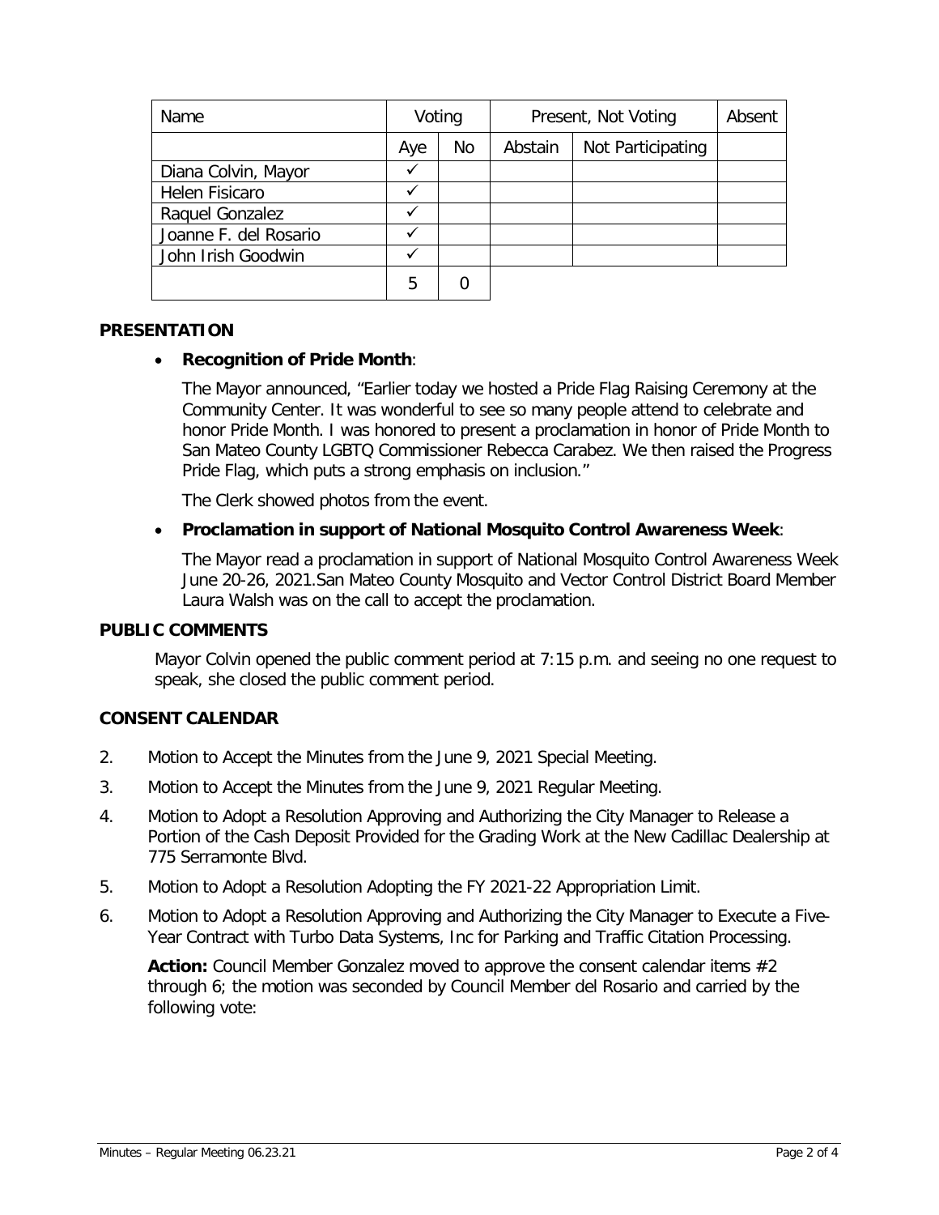| Name | Voting | | Present, Not Voting | | Absent |
|---|---|---|---|---|---|
| | Aye | No | Abstain | Not Participating | |
| Diana Colvin, Mayor | ✓ | | | | |
| Helen Fisicaro | ✓ | | | | |
| Raquel Gonzalez | ✓ | | | | |
| Joanne F. del Rosario | ✓ | | | | |
| John Irish Goodwin | ✓ | | | | |
| | 5 | 0 | | | |

**PRESENTATION**

- **Recognition of Pride Month**:

  The Mayor announced, "Earlier today we hosted a Pride Flag Raising Ceremony at the Community Center. It was wonderful to see so many people attend to celebrate and honor Pride Month. I was honored to present a proclamation in honor of Pride Month to San Mateo County LGBTQ Commissioner Rebecca Carabez. We then raised the Progress Pride Flag, which puts a strong emphasis on inclusion."

  The Clerk showed photos from the event.

- **Proclamation in support of National Mosquito Control Awareness Week**:

  The Mayor read a proclamation in support of National Mosquito Control Awareness Week June 20-26, 2021.San Mateo County Mosquito and Vector Control District Board Member Laura Walsh was on the call to accept the proclamation.

**PUBLIC COMMENTS**

Mayor Colvin opened the public comment period at 7:15 p.m. and seeing no one request to speak, she closed the public comment period.

**CONSENT CALENDAR**

2. Motion to Accept the Minutes from the June 9, 2021 Special Meeting.
3. Motion to Accept the Minutes from the June 9, 2021 Regular Meeting.
4. Motion to Adopt a Resolution Approving and Authorizing the City Manager to Release a Portion of the Cash Deposit Provided for the Grading Work at the New Cadillac Dealership at 775 Serramonte Blvd.
5. Motion to Adopt a Resolution Adopting the FY 2021-22 Appropriation Limit.
6. Motion to Adopt a Resolution Approving and Authorizing the City Manager to Execute a Five-Year Contract with Turbo Data Systems, Inc for Parking and Traffic Citation Processing.

**Action:** Council Member Gonzalez moved to approve the consent calendar items #2 through 6; the motion was seconded by Council Member del Rosario and carried by the following vote: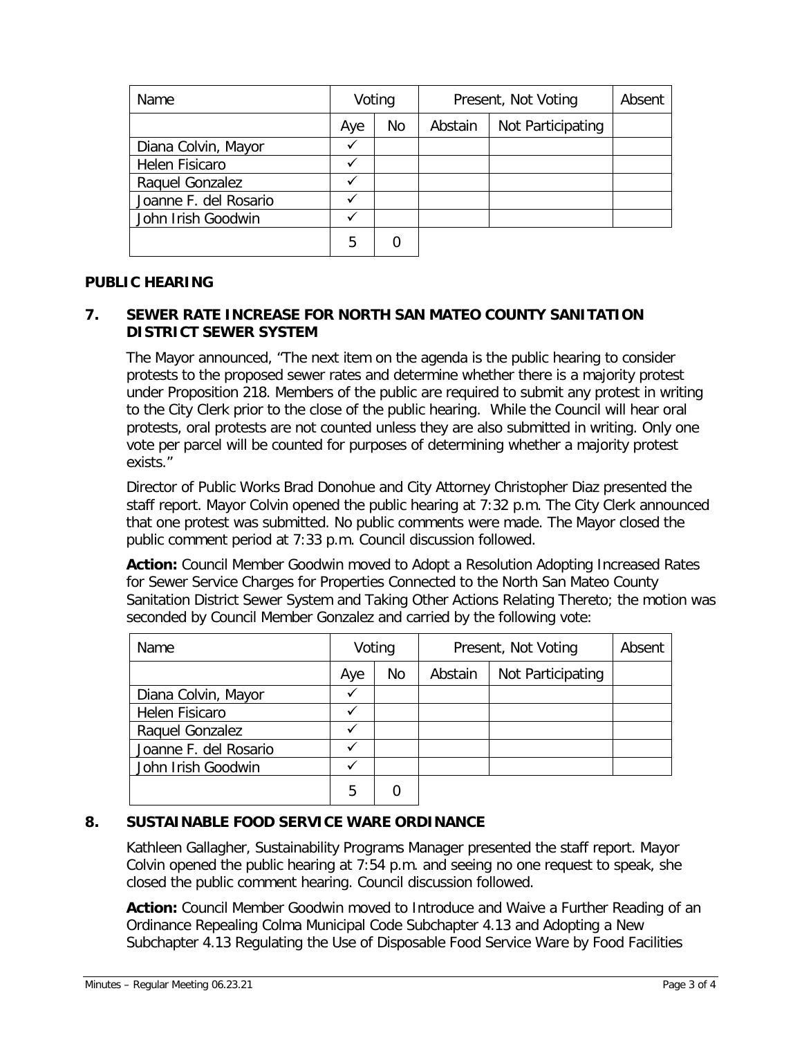| Name | Voting | | Present, Not Voting | | Absent |
|---|---|---|---|---|---|
| | Aye | No | Abstain | Not Participating | |
| Diana Colvin, Mayor | ✓ | | | | |
| Helen Fisicaro | ✓ | | | | |
| Raquel Gonzalez | ✓ | | | | |
| Joanne F. del Rosario | ✓ | | | | |
| John Irish Goodwin | ✓ | | | | |
| | 5 | 0 | | | |

## PUBLIC HEARING

### 7. SEWER RATE INCREASE FOR NORTH SAN MATEO COUNTY SANITATION DISTRICT SEWER SYSTEM

The Mayor announced, "The next item on the agenda is the public hearing to consider protests to the proposed sewer rates and determine whether there is a majority protest under Proposition 218. Members of the public are required to submit any protest in writing to the City Clerk prior to the close of the public hearing. While the Council will hear oral protests, oral protests are not counted unless they are also submitted in writing. Only one vote per parcel will be counted for purposes of determining whether a majority protest exists."

Director of Public Works Brad Donohue and City Attorney Christopher Diaz presented the staff report. Mayor Colvin opened the public hearing at 7:32 p.m. The City Clerk announced that one protest was submitted. No public comments were made. The Mayor closed the public comment period at 7:33 p.m. Council discussion followed.

**Action:** Council Member Goodwin moved to Adopt a Resolution Adopting Increased Rates for Sewer Service Charges for Properties Connected to the North San Mateo County Sanitation District Sewer System and Taking Other Actions Relating Thereto; the motion was seconded by Council Member Gonzalez and carried by the following vote:

| Name | Voting | | Present, Not Voting | | Absent |
|---|---|---|---|---|---|
| | Aye | No | Abstain | Not Participating | |
| Diana Colvin, Mayor | ✓ | | | | |
| Helen Fisicaro | ✓ | | | | |
| Raquel Gonzalez | ✓ | | | | |
| Joanne F. del Rosario | ✓ | | | | |
| John Irish Goodwin | ✓ | | | | |
| | 5 | 0 | | | |

### 8. SUSTAINABLE FOOD SERVICE WARE ORDINANCE

Kathleen Gallagher, Sustainability Programs Manager presented the staff report. Mayor Colvin opened the public hearing at 7:54 p.m. and seeing no one request to speak, she closed the public comment hearing. Council discussion followed.

**Action:** Council Member Goodwin moved to Introduce and Waive a Further Reading of an Ordinance Repealing Colma Municipal Code Subchapter 4.13 and Adopting a New Subchapter 4.13 Regulating the Use of Disposable Food Service Ware by Food Facilities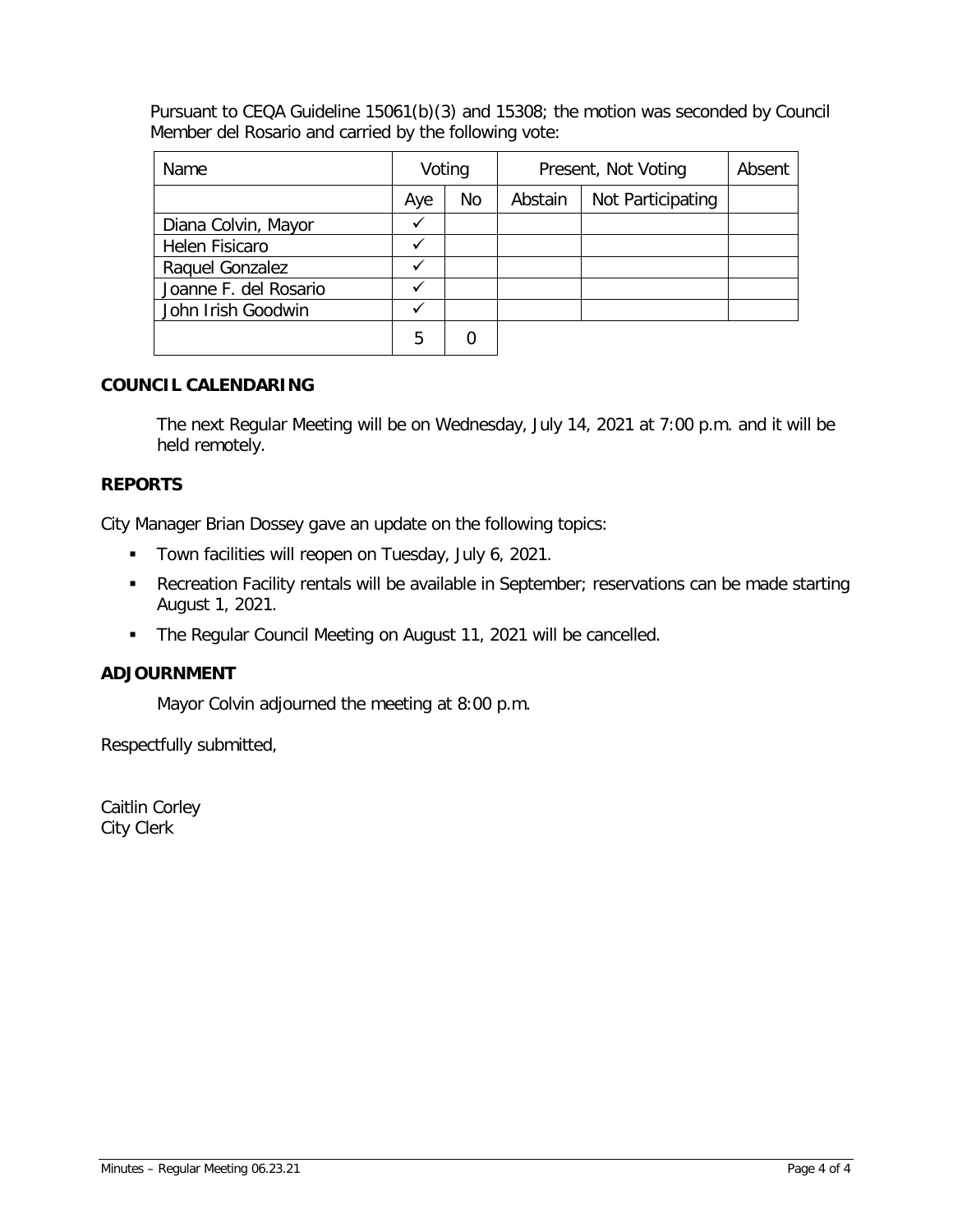Pursuant to CEQA Guideline 15061(b)(3) and 15308; the motion was seconded by Council Member del Rosario and carried by the following vote:

| Name | Voting | | Present, Not Voting | | Absent |
|---|---|---|---|---|---|
| | Aye | No | Abstain | Not Participating | |
| Diana Colvin, Mayor | ✓ | | | | |
| Helen Fisicaro | ✓ | | | | |
| Raquel Gonzalez | ✓ | | | | |
| Joanne F. del Rosario | ✓ | | | | |
| John Irish Goodwin | ✓ | | | | |
| | 5 | 0 | | | |

**COUNCIL CALENDARING**

The next Regular Meeting will be on Wednesday, July 14, 2021 at 7:00 p.m. and it will be held remotely.

**REPORTS**

City Manager Brian Dossey gave an update on the following topics:

- Town facilities will reopen on Tuesday, July 6, 2021.
- Recreation Facility rentals will be available in September; reservations can be made starting August 1, 2021.
- The Regular Council Meeting on August 11, 2021 will be cancelled.

**ADJOURNMENT**

Mayor Colvin adjourned the meeting at 8:00 p.m.

Respectfully submitted,

Caitlin Corley
City Clerk